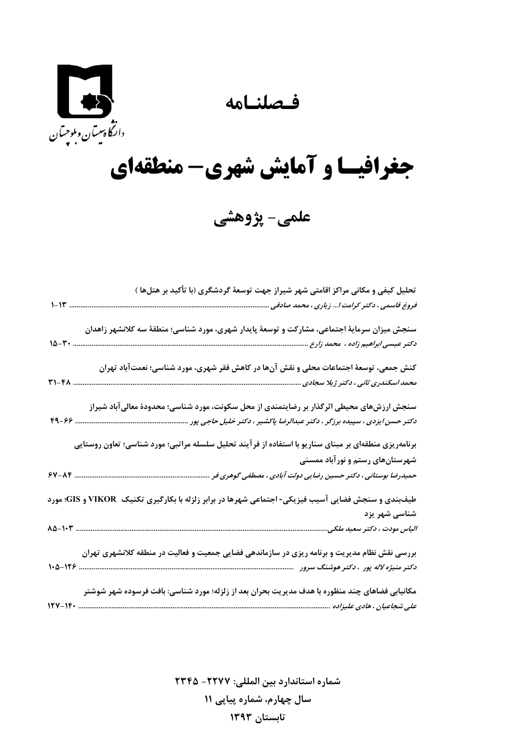دانشگاه سیستان و بلوچستان

## فصلنامه

# جغرافیا و آمایش شهری- منطقه‌ای

## علمی- پژوهشی

**تحلیل کیفی و مکانی مراکز اقامتی شهر شیراز جهت توسعهٔ گردشگری (با تأکید بر هتل‌ها )**
*فروغ قاسمی ، دکتر کرامت ا... زیاری ، محمد صادقی* ........................................ ۱-۱۳

**سنجش میزان سرمایهٔ اجتماعی، مشارکت و توسعهٔ پایدار شهری، مورد شناسی؛ منطقهٔ سه کلانشهر زاهدان**
*دکتر عیسی ابراهیم زاده ، محمد زارع* ........................................ ۱۵-۳۰

**کنش جمعی، توسعهٔ اجتماعات محلی و نقش آن‌ها در کاهش فقر شهری، مورد شناسی؛ نعمت‌آباد تهران**
*محمد اسکندری ثانی ، دکتر ژیلا سجادی* ........................................ ۳۱-۴۸

**سنجش ارزش‌های محیطی اثرگذار بر رضایتمندی از محل سکونت، مورد شناسی؛ محدودهٔ معالی‌آباد شیراز**
*دکتر حسن ایزدی ، سپیده برزگر ، دکتر عبدالرضا پاکشیر ، دکتر خلیل حاجی پور* ........................................ ۴۹-۶۶

**برنامه‌ریزی منطقه‌ای بر مبنای سناریو با استفاده از فرآیند تحلیل سلسله مراتبی؛ مورد شناسی؛ تعاون روستایی شهرستان‌های رستم و نورآباد ممسنی**
*حمیدرضا بوستانی ، دکتر حسین رضایی دولت آبادی ، مصطفی گوهری فر* ........................................ ۶۷-۸۴

**طیف‌بندی و سنجش فضایی آسیب فیزیکی- اجتماعی شهرها در برابر زلزله با بکارگیری تکنیک VIKOR و GIS؛ مورد شناسی شهر یزد**
*الیاس مودت ، دکتر سعید ملکی* ........................................ ۸۵-۱۰۳

**بررسی نقش نظام مدیریت و برنامه ریزی در سازماندهی فضایی جمعیت و فعالیت در منطقه کلانشهری تهران**
*دکتر منیژه لاله پور ، دکتر هوشنگ سرور* ........................................ ۱۰۵-۱۲۶

**مکانیابی فضاهای چند منظوره با هدف مدیریت بحران بعد از زلزله؛ مورد شناسی: بافت فرسوده شهر شوشتر**
*علی شجاعیان ، هادی علیزاده* ........................................ ۱۲۷-۱۴۰

**شماره استاندارد بین المللی: ۲۲۷۷- ۲۳۴۵**
**سال چهارم، شماره پیاپی ۱۱**
**تابستان ۱۳۹۳**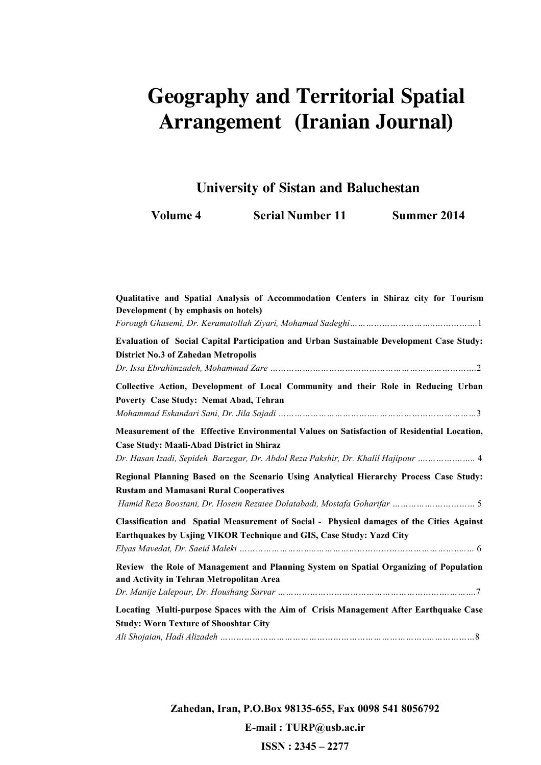# Geography and Territorial Spatial Arrangement (Iranian Journal)

## University of Sistan and Baluchestan

**Volume 4 Serial Number 11 Summer 2014**

**Qualitative and Spatial Analysis of Accommodation Centers in Shiraz city for Tourism Development ( by emphasis on hotels)**
*Forough Ghasemi, Dr. Keramatollah Ziyari, Mohamad Sadeghi*……………………….……………….1

**Evaluation of Social Capital Participation and Urban Sustainable Development Case Study: District No.3 of Zahedan Metropolis**
*Dr. Issa Ebrahimzadeh, Mohammad Zare* ……………………………………………………………………2

**Collective Action, Development of Local Community and their Role in Reducing Urban Poverty Case Study: Nemat Abad, Tehran**
*Mohammad Eskandari Sani, Dr. Jila Sajadi* ………………………………..………………………………3

**Measurement of the Effective Environmental Values on Satisfaction of Residential Location, Case Study: Maali-Abad District in Shiraz**
*Dr. Hasan Izadi, Sepideh Barzegar, Dr. Abdol Reza Pakshir, Dr. Khalil Hajipour* ………………..… 4

**Regional Planning Based on the Scenario Using Analytical Hierarchy Process Case Study: Rustam and Mamasani Rural Cooperatives**
*Hamid Reza Boostani, Dr. Hosein Rezaiee Dolatabadi, Mostafa Goharifar* ……………….…………… 5

**Classification and Spatial Measurement of Social - Physical damages of the Cities Against Earthquakes by Usjing VIKOR Technique and GIS, Case Study: Yazd City**
*Elyas Mavedat, Dr. Saeid Maleki* ……………………..………………………………………………..… 6

**Review the Role of Management and Planning System on Spatial Organizing of Population and Activity in Tehran Metropolitan Area**
*Dr. Manije Lalepour, Dr. Houshang Sarvar* ………………………………………………………….……7

**Locating Multi-purpose Spaces with the Aim of Crisis Management After Earthquake Case Study: Worn Texture of Shooshtar City**
*Ali Shojaian, Hadi Alizadeh* ……………………………………………………………………..……………8

**Zahedan, Iran, P.O.Box 98135-655, Fax 0098 541 8056792**

**E-mail : TURP@usb.ac.ir**

**ISSN : 2345 – 2277**